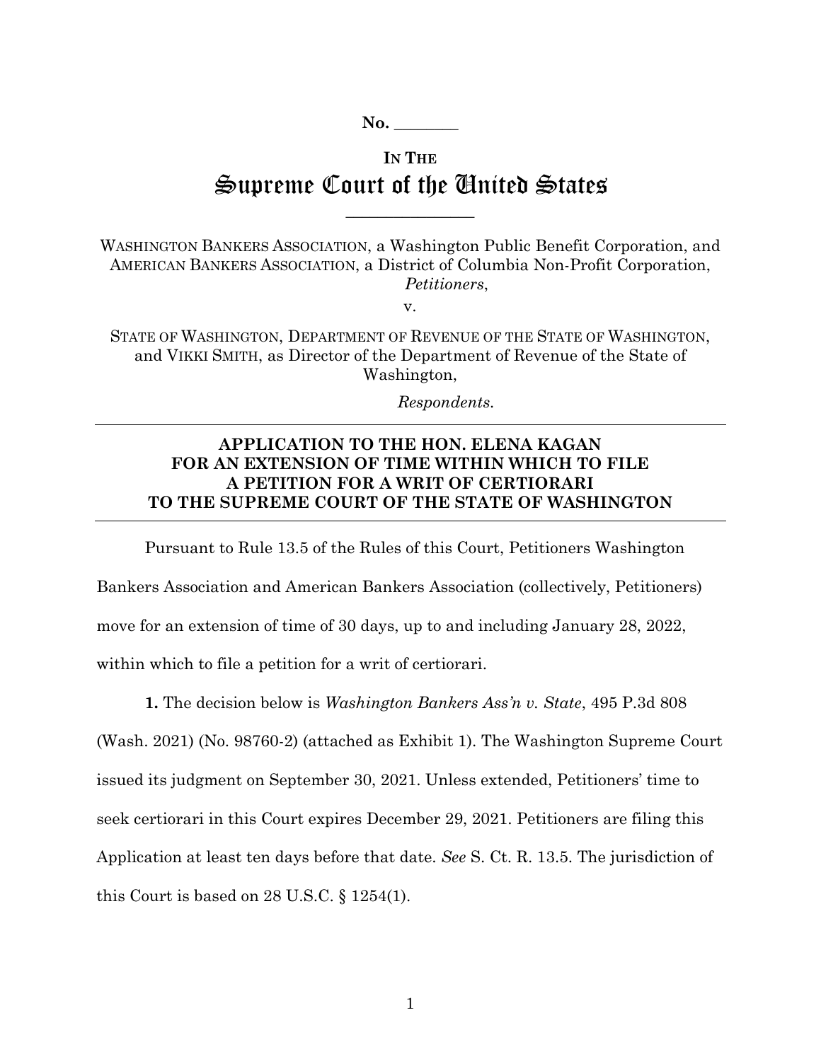No. ________

**IN THE**

# Supreme Court of the United States

_______________

WASHINGTON BANKERS ASSOCIATION, a Washington Public Benefit Corporation, and AMERICAN BANKERS ASSOCIATION, a District of Columbia Non-Profit Corporation,
*Petitioners*,

v.

STATE OF WASHINGTON, DEPARTMENT OF REVENUE OF THE STATE OF WASHINGTON, and VIKKI SMITH, as Director of the Department of Revenue of the State of Washington,

*Respondents*.

---

## APPLICATION TO THE HON. ELENA KAGAN FOR AN EXTENSION OF TIME WITHIN WHICH TO FILE A PETITION FOR A WRIT OF CERTIORARI TO THE SUPREME COURT OF THE STATE OF WASHINGTON

---

Pursuant to Rule 13.5 of the Rules of this Court, Petitioners Washington Bankers Association and American Bankers Association (collectively, Petitioners) move for an extension of time of 30 days, up to and including January 28, 2022, within which to file a petition for a writ of certiorari.

**1.** The decision below is *Washington Bankers Ass'n v. State*, 495 P.3d 808 (Wash. 2021) (No. 98760-2) (attached as Exhibit 1). The Washington Supreme Court issued its judgment on September 30, 2021. Unless extended, Petitioners' time to seek certiorari in this Court expires December 29, 2021. Petitioners are filing this Application at least ten days before that date. *See* S. Ct. R. 13.5. The jurisdiction of this Court is based on 28 U.S.C. § 1254(1).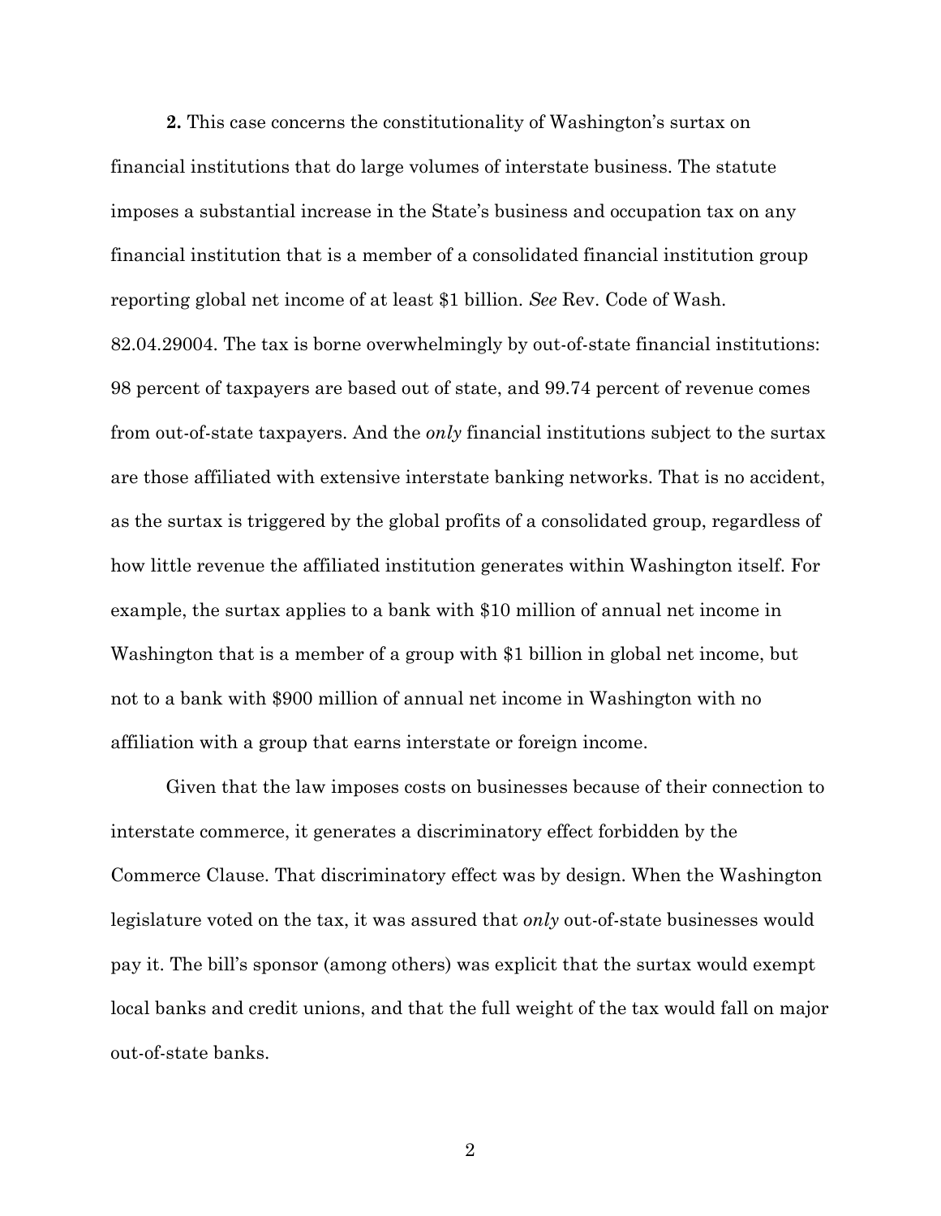**2.** This case concerns the constitutionality of Washington's surtax on financial institutions that do large volumes of interstate business. The statute imposes a substantial increase in the State's business and occupation tax on any financial institution that is a member of a consolidated financial institution group reporting global net income of at least $1 billion. *See* Rev. Code of Wash. 82.04.29004. The tax is borne overwhelmingly by out-of-state financial institutions: 98 percent of taxpayers are based out of state, and 99.74 percent of revenue comes from out-of-state taxpayers. And the *only* financial institutions subject to the surtax are those affiliated with extensive interstate banking networks. That is no accident, as the surtax is triggered by the global profits of a consolidated group, regardless of how little revenue the affiliated institution generates within Washington itself. For example, the surtax applies to a bank with $10 million of annual net income in Washington that is a member of a group with $1 billion in global net income, but not to a bank with $900 million of annual net income in Washington with no affiliation with a group that earns interstate or foreign income.

Given that the law imposes costs on businesses because of their connection to interstate commerce, it generates a discriminatory effect forbidden by the Commerce Clause. That discriminatory effect was by design. When the Washington legislature voted on the tax, it was assured that *only* out-of-state businesses would pay it. The bill's sponsor (among others) was explicit that the surtax would exempt local banks and credit unions, and that the full weight of the tax would fall on major out-of-state banks.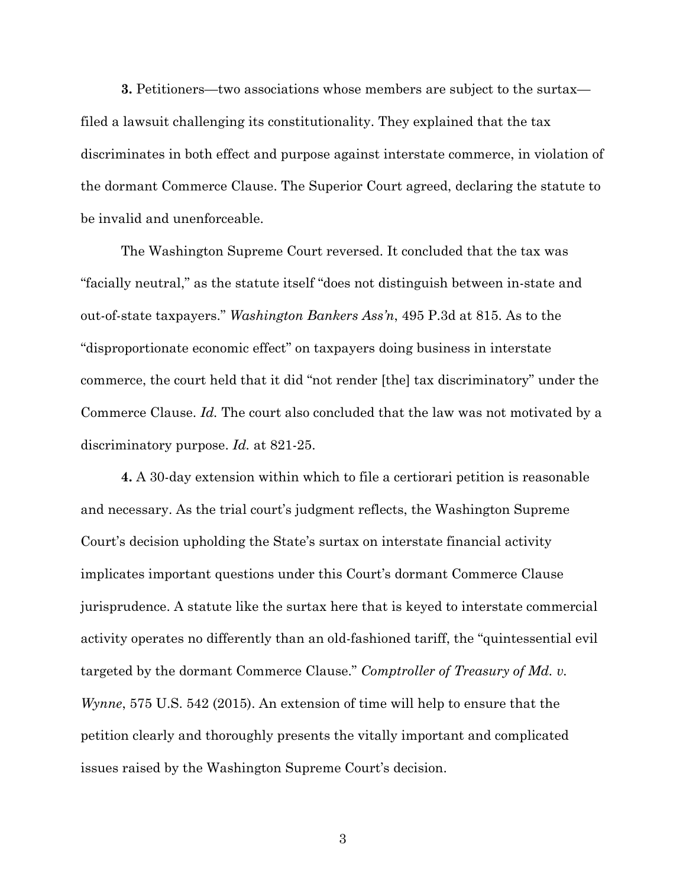**3.** Petitioners—two associations whose members are subject to the surtax—filed a lawsuit challenging its constitutionality. They explained that the tax discriminates in both effect and purpose against interstate commerce, in violation of the dormant Commerce Clause. The Superior Court agreed, declaring the statute to be invalid and unenforceable.

The Washington Supreme Court reversed. It concluded that the tax was "facially neutral," as the statute itself "does not distinguish between in-state and out-of-state taxpayers." *Washington Bankers Ass'n*, 495 P.3d at 815. As to the "disproportionate economic effect" on taxpayers doing business in interstate commerce, the court held that it did "not render [the] tax discriminatory" under the Commerce Clause. *Id.* The court also concluded that the law was not motivated by a discriminatory purpose. *Id.* at 821-25.

**4.** A 30-day extension within which to file a certiorari petition is reasonable and necessary. As the trial court's judgment reflects, the Washington Supreme Court's decision upholding the State's surtax on interstate financial activity implicates important questions under this Court's dormant Commerce Clause jurisprudence. A statute like the surtax here that is keyed to interstate commercial activity operates no differently than an old-fashioned tariff, the "quintessential evil targeted by the dormant Commerce Clause." *Comptroller of Treasury of Md. v. Wynne*, 575 U.S. 542 (2015). An extension of time will help to ensure that the petition clearly and thoroughly presents the vitally important and complicated issues raised by the Washington Supreme Court's decision.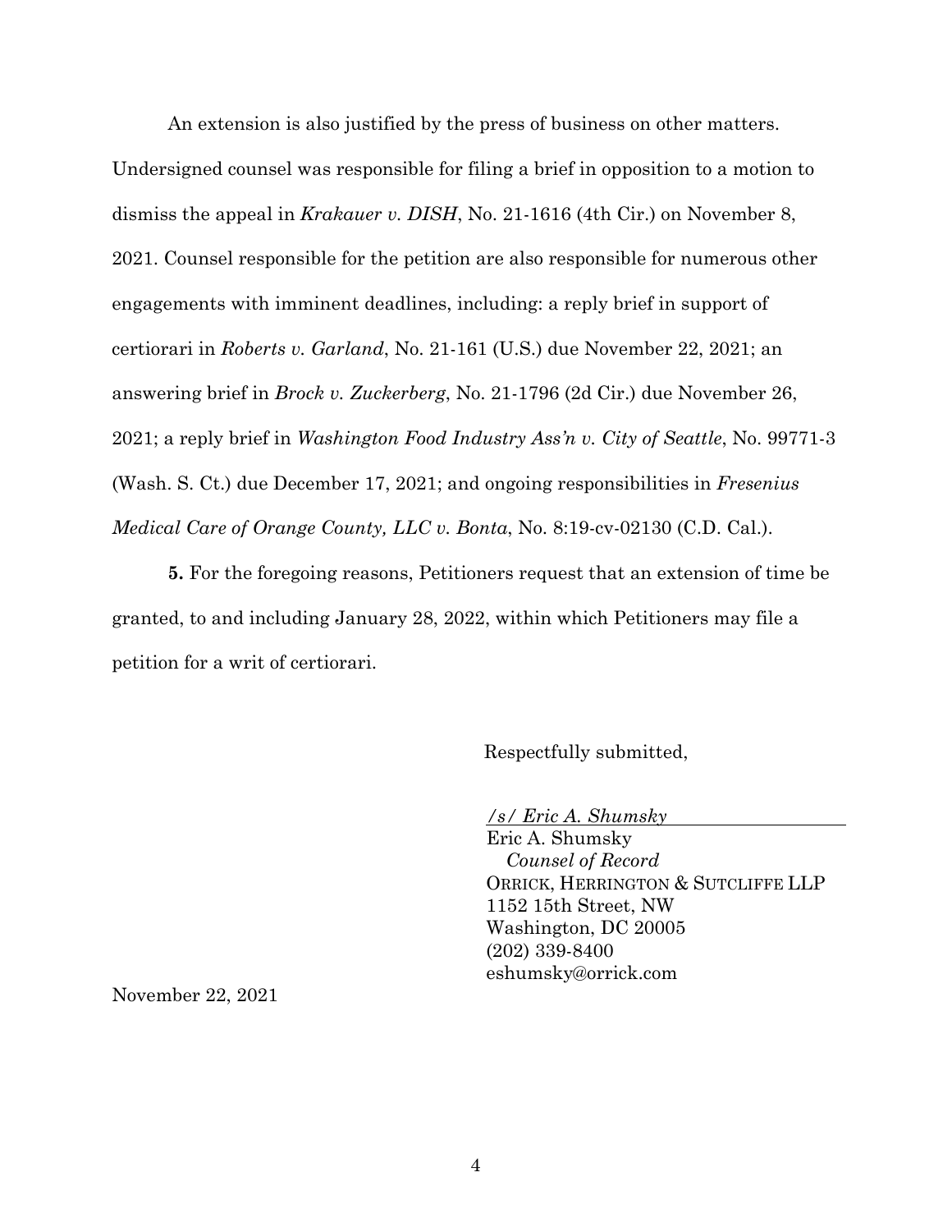An extension is also justified by the press of business on other matters. Undersigned counsel was responsible for filing a brief in opposition to a motion to dismiss the appeal in *Krakauer v. DISH*, No. 21-1616 (4th Cir.) on November 8, 2021. Counsel responsible for the petition are also responsible for numerous other engagements with imminent deadlines, including: a reply brief in support of certiorari in *Roberts v. Garland*, No. 21-161 (U.S.) due November 22, 2021; an answering brief in *Brock v. Zuckerberg*, No. 21-1796 (2d Cir.) due November 26, 2021; a reply brief in *Washington Food Industry Ass'n v. City of Seattle*, No. 99771-3 (Wash. S. Ct.) due December 17, 2021; and ongoing responsibilities in *Fresenius Medical Care of Orange County, LLC v. Bonta*, No. 8:19-cv-02130 (C.D. Cal.).

**5.** For the foregoing reasons, Petitioners request that an extension of time be granted, to and including January 28, 2022, within which Petitioners may file a petition for a writ of certiorari.

Respectfully submitted,

*/s/ Eric A. Shumsky*
Eric A. Shumsky
*Counsel of Record*
ORRICK, HERRINGTON & SUTCLIFFE LLP
1152 15th Street, NW
Washington, DC 20005
(202) 339-8400
eshumsky@orrick.com

November 22, 2021